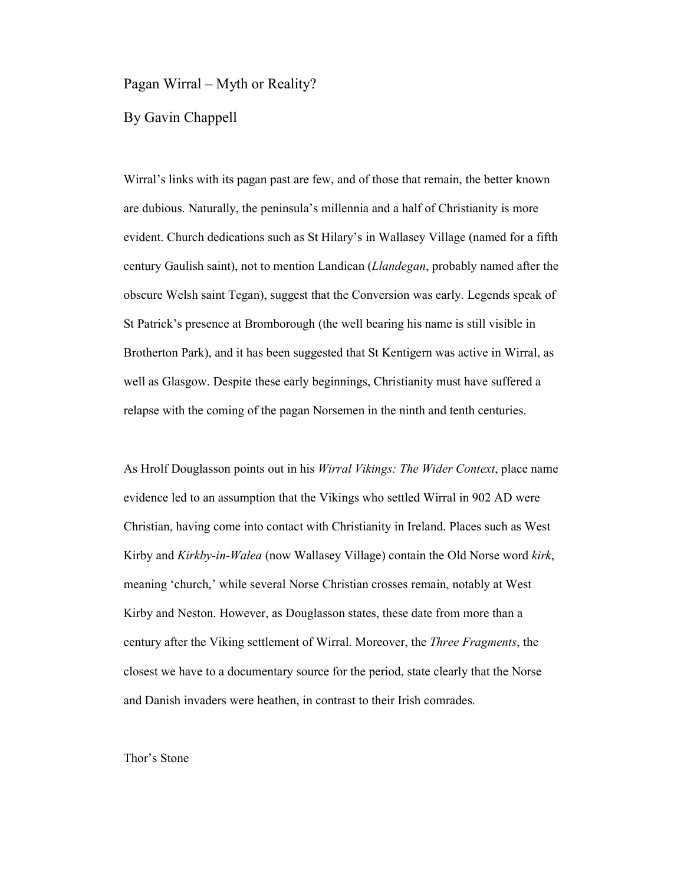# Pagan Wirral – Myth or Reality?

By Gavin Chappell

Wirral's links with its pagan past are few, and of those that remain, the better known are dubious. Naturally, the peninsula's millennia and a half of Christianity is more evident. Church dedications such as St Hilary's in Wallasey Village (named for a fifth century Gaulish saint), not to mention Landican (*Llandegan*, probably named after the obscure Welsh saint Tegan), suggest that the Conversion was early. Legends speak of St Patrick's presence at Bromborough (the well bearing his name is still visible in Brotherton Park), and it has been suggested that St Kentigern was active in Wirral, as well as Glasgow. Despite these early beginnings, Christianity must have suffered a relapse with the coming of the pagan Norsemen in the ninth and tenth centuries.

As Hrolf Douglasson points out in his *Wirral Vikings: The Wider Context*, place name evidence led to an assumption that the Vikings who settled Wirral in 902 AD were Christian, having come into contact with Christianity in Ireland. Places such as West Kirby and *Kirkby-in-Walea* (now Wallasey Village) contain the Old Norse word *kirk*, meaning 'church,' while several Norse Christian crosses remain, notably at West Kirby and Neston. However, as Douglasson states, these date from more than a century after the Viking settlement of Wirral. Moreover, the *Three Fragments*, the closest we have to a documentary source for the period, state clearly that the Norse and Danish invaders were heathen, in contrast to their Irish comrades.

## Thor's Stone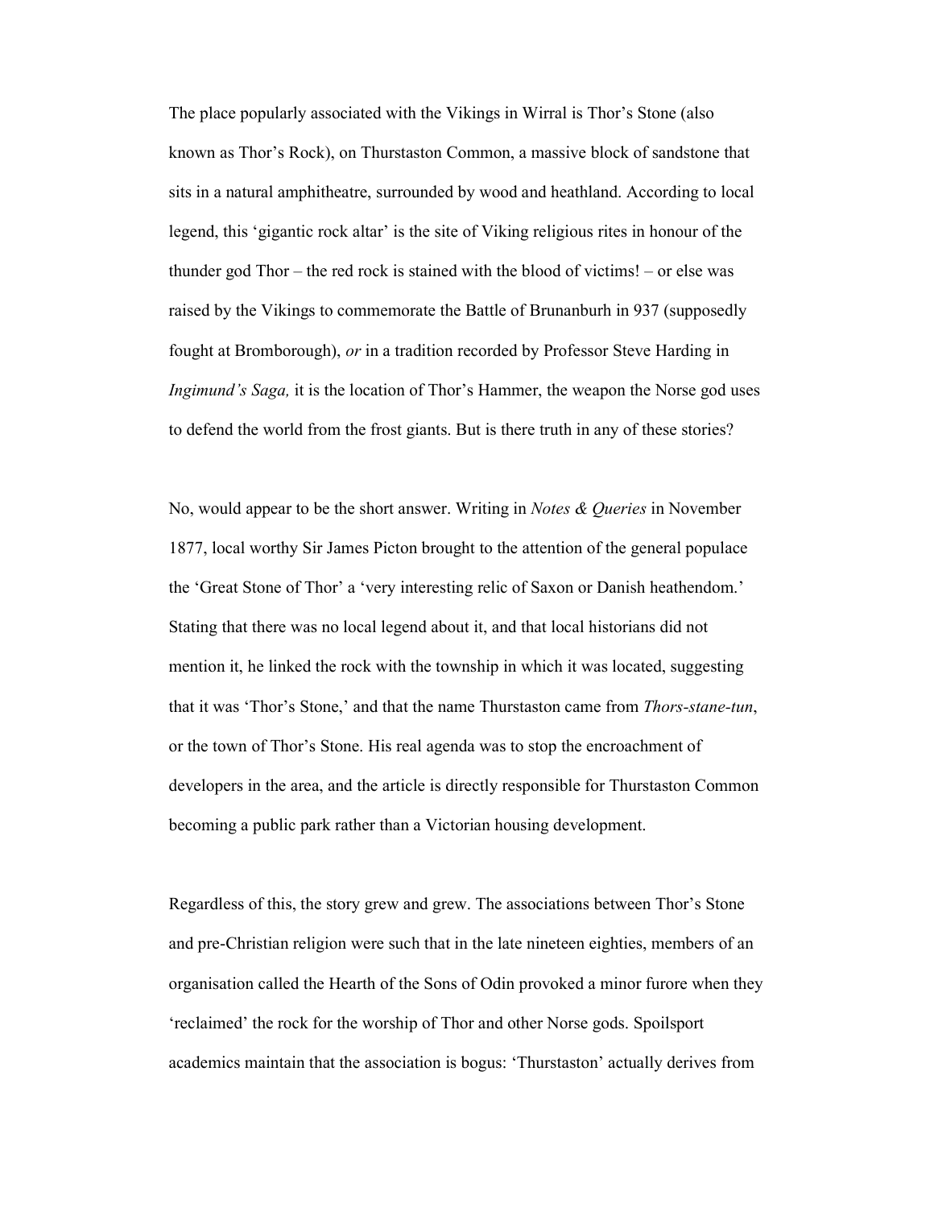The place popularly associated with the Vikings in Wirral is Thor's Stone (also known as Thor's Rock), on Thurstaston Common, a massive block of sandstone that sits in a natural amphitheatre, surrounded by wood and heathland. According to local legend, this 'gigantic rock altar' is the site of Viking religious rites in honour of the thunder god Thor – the red rock is stained with the blood of victims! – or else was raised by the Vikings to commemorate the Battle of Brunanburh in 937 (supposedly fought at Bromborough), *or* in a tradition recorded by Professor Steve Harding in *Ingimund's Saga,* it is the location of Thor's Hammer, the weapon the Norse god uses to defend the world from the frost giants. But is there truth in any of these stories?

No, would appear to be the short answer. Writing in *Notes & Queries* in November 1877, local worthy Sir James Picton brought to the attention of the general populace the 'Great Stone of Thor' a 'very interesting relic of Saxon or Danish heathendom.' Stating that there was no local legend about it, and that local historians did not mention it, he linked the rock with the township in which it was located, suggesting that it was 'Thor's Stone,' and that the name Thurstaston came from *Thors-stane-tun*, or the town of Thor's Stone. His real agenda was to stop the encroachment of developers in the area, and the article is directly responsible for Thurstaston Common becoming a public park rather than a Victorian housing development.

Regardless of this, the story grew and grew. The associations between Thor's Stone and pre-Christian religion were such that in the late nineteen eighties, members of an organisation called the Hearth of the Sons of Odin provoked a minor furore when they 'reclaimed' the rock for the worship of Thor and other Norse gods. Spoilsport academics maintain that the association is bogus: 'Thurstaston' actually derives from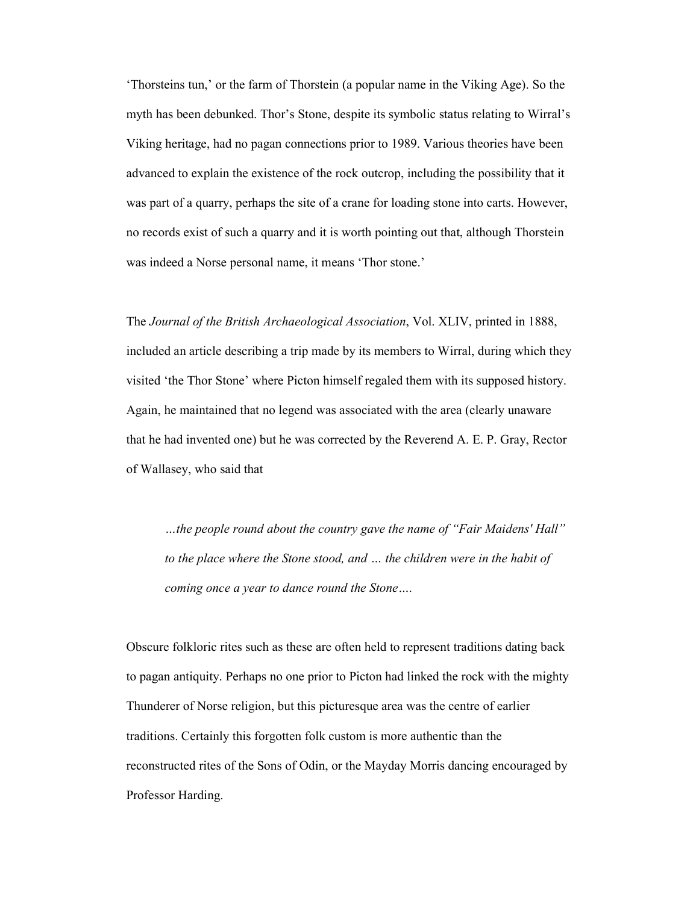'Thorsteins tun,' or the farm of Thorstein (a popular name in the Viking Age). So the myth has been debunked. Thor's Stone, despite its symbolic status relating to Wirral's Viking heritage, had no pagan connections prior to 1989. Various theories have been advanced to explain the existence of the rock outcrop, including the possibility that it was part of a quarry, perhaps the site of a crane for loading stone into carts. However, no records exist of such a quarry and it is worth pointing out that, although Thorstein was indeed a Norse personal name, it means 'Thor stone.'

The *Journal of the British Archaeological Association*, Vol. XLIV, printed in 1888, included an article describing a trip made by its members to Wirral, during which they visited 'the Thor Stone' where Picton himself regaled them with its supposed history. Again, he maintained that no legend was associated with the area (clearly unaware that he had invented one) but he was corrected by the Reverend A. E. P. Gray, Rector of Wallasey, who said that

> *…the people round about the country gave the name of "Fair Maidens' Hall" to the place where the Stone stood, and … the children were in the habit of coming once a year to dance round the Stone….*

Obscure folkloric rites such as these are often held to represent traditions dating back to pagan antiquity. Perhaps no one prior to Picton had linked the rock with the mighty Thunderer of Norse religion, but this picturesque area was the centre of earlier traditions. Certainly this forgotten folk custom is more authentic than the reconstructed rites of the Sons of Odin, or the Mayday Morris dancing encouraged by Professor Harding.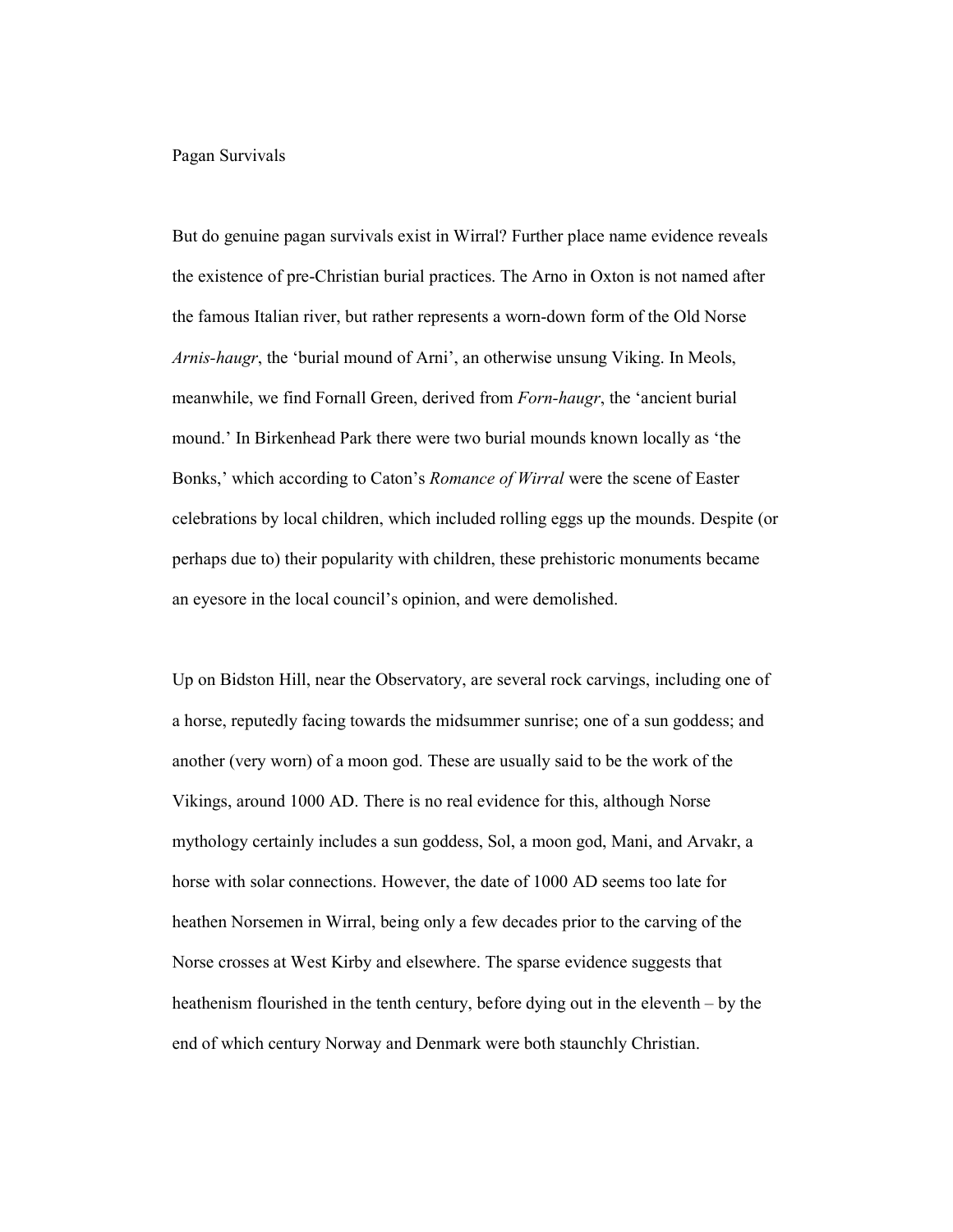## Pagan Survivals

But do genuine pagan survivals exist in Wirral? Further place name evidence reveals the existence of pre-Christian burial practices. The Arno in Oxton is not named after the famous Italian river, but rather represents a worn-down form of the Old Norse *Arnis-haugr*, the 'burial mound of Arni', an otherwise unsung Viking. In Meols, meanwhile, we find Fornall Green, derived from *Forn-haugr*, the 'ancient burial mound.' In Birkenhead Park there were two burial mounds known locally as 'the Bonks,' which according to Caton's *Romance of Wirral* were the scene of Easter celebrations by local children, which included rolling eggs up the mounds. Despite (or perhaps due to) their popularity with children, these prehistoric monuments became an eyesore in the local council's opinion, and were demolished.

Up on Bidston Hill, near the Observatory, are several rock carvings, including one of a horse, reputedly facing towards the midsummer sunrise; one of a sun goddess; and another (very worn) of a moon god. These are usually said to be the work of the Vikings, around 1000 AD. There is no real evidence for this, although Norse mythology certainly includes a sun goddess, Sol, a moon god, Mani, and Arvakr, a horse with solar connections. However, the date of 1000 AD seems too late for heathen Norsemen in Wirral, being only a few decades prior to the carving of the Norse crosses at West Kirby and elsewhere. The sparse evidence suggests that heathenism flourished in the tenth century, before dying out in the eleventh – by the end of which century Norway and Denmark were both staunchly Christian.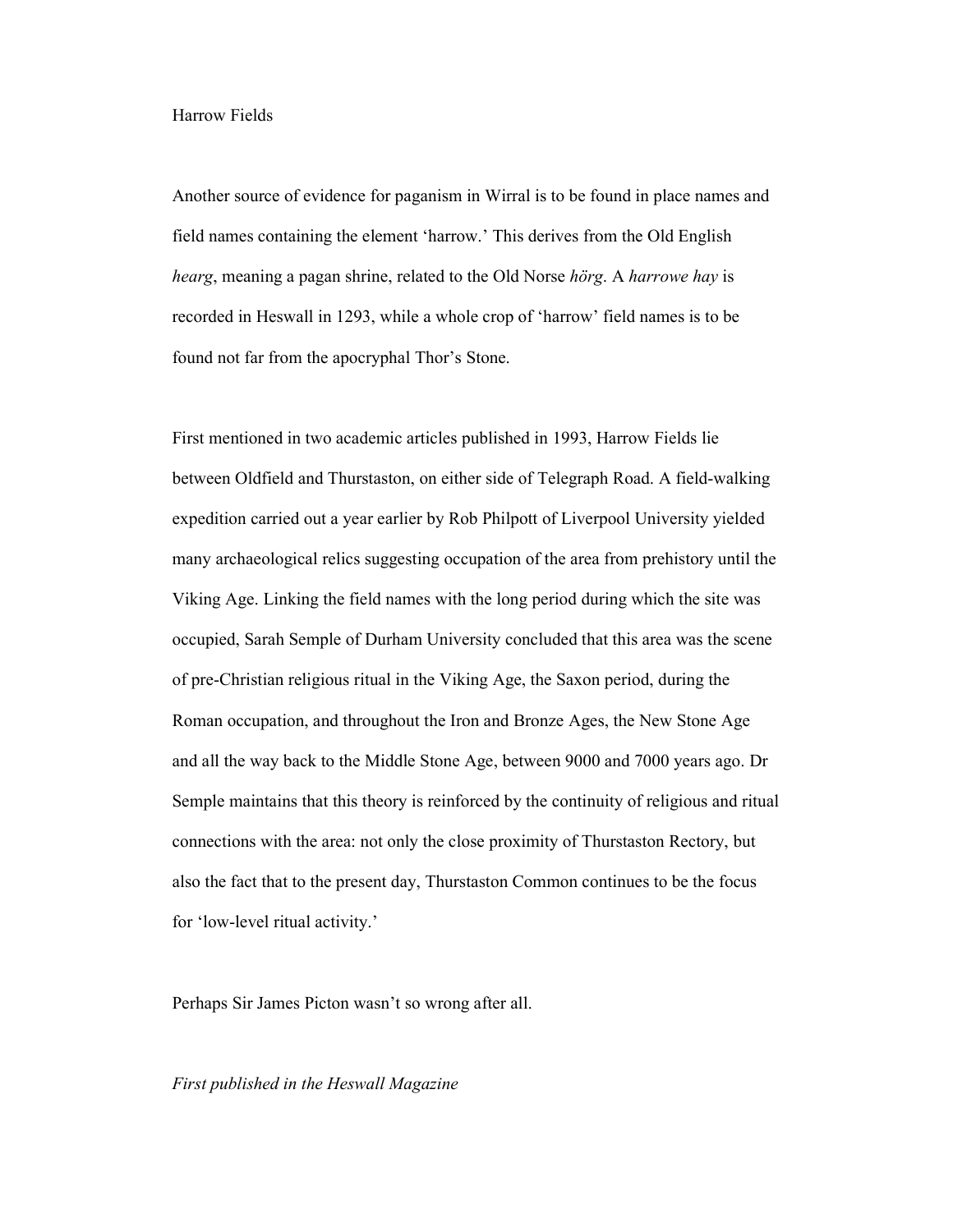## Harrow Fields

Another source of evidence for paganism in Wirral is to be found in place names and field names containing the element 'harrow.' This derives from the Old English *hearg*, meaning a pagan shrine, related to the Old Norse *hörg*. A *harrowe hay* is recorded in Heswall in 1293, while a whole crop of 'harrow' field names is to be found not far from the apocryphal Thor's Stone.

First mentioned in two academic articles published in 1993, Harrow Fields lie between Oldfield and Thurstaston, on either side of Telegraph Road. A field-walking expedition carried out a year earlier by Rob Philpott of Liverpool University yielded many archaeological relics suggesting occupation of the area from prehistory until the Viking Age. Linking the field names with the long period during which the site was occupied, Sarah Semple of Durham University concluded that this area was the scene of pre-Christian religious ritual in the Viking Age, the Saxon period, during the Roman occupation, and throughout the Iron and Bronze Ages, the New Stone Age and all the way back to the Middle Stone Age, between 9000 and 7000 years ago. Dr Semple maintains that this theory is reinforced by the continuity of religious and ritual connections with the area: not only the close proximity of Thurstaston Rectory, but also the fact that to the present day, Thurstaston Common continues to be the focus for 'low-level ritual activity.'

Perhaps Sir James Picton wasn't so wrong after all.

*First published in the Heswall Magazine*